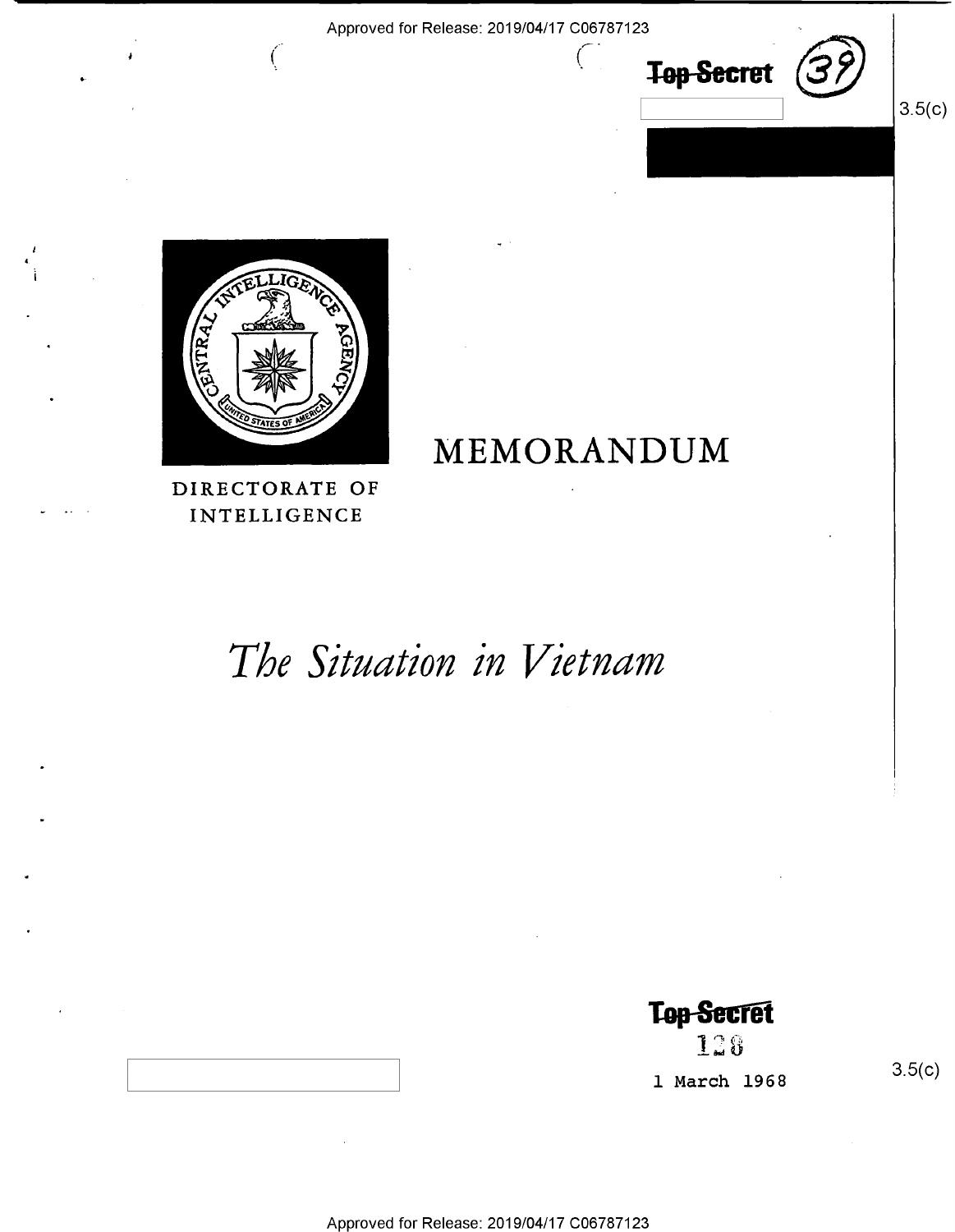Approved for Release: 2019/04/17 C06787123

~~Top Secret~~ (39)

3.5(c)

DIRECTORATE OF INTELLIGENCE

# MEMORANDUM

# *The Situation in Vietnam*

~~Top Secret~~

128

1 March 1968

3.5(c)

Approved for Release: 2019/04/17 C06787123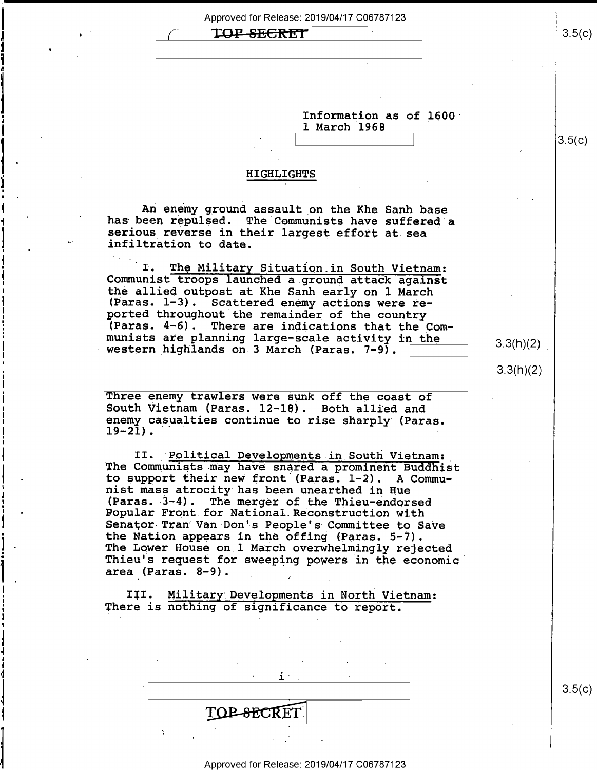TOP SECRET

Information as of 1600
1 March 1968

## HIGHLIGHTS

An enemy ground assault on the Khe Sanh base has been repulsed. The Communists have suffered a serious reverse in their largest effort at sea infiltration to date.

I. The Military Situation in South Vietnam: Communist troops launched a ground attack against the allied outpost at Khe Sanh early on 1 March (Paras. 1-3). Scattered enemy actions were reported throughout the remainder of the country (Paras. 4-6). There are indications that the Communists are planning large-scale activity in the western highlands on 3 March (Paras. 7-9). Three enemy trawlers were sunk off the coast of South Vietnam (Paras. 12-18). Both allied and enemy casualties continue to rise sharply (Paras. 19-21).

II. Political Developments in South Vietnam: The Communists may have snared a prominent Buddhist to support their new front (Paras. 1-2). A Communist mass atrocity has been unearthed in Hue (Paras. 3-4). The merger of the Thieu-endorsed Popular Front for National Reconstruction with Senator Tran Van Don's People's Committee to Save the Nation appears in the offing (Paras. 5-7). The Lower House on 1 March overwhelmingly rejected Thieu's request for sweeping powers in the economic area (Paras. 8-9).

III. Military Developments in North Vietnam: There is nothing of significance to report.

TOP SECRET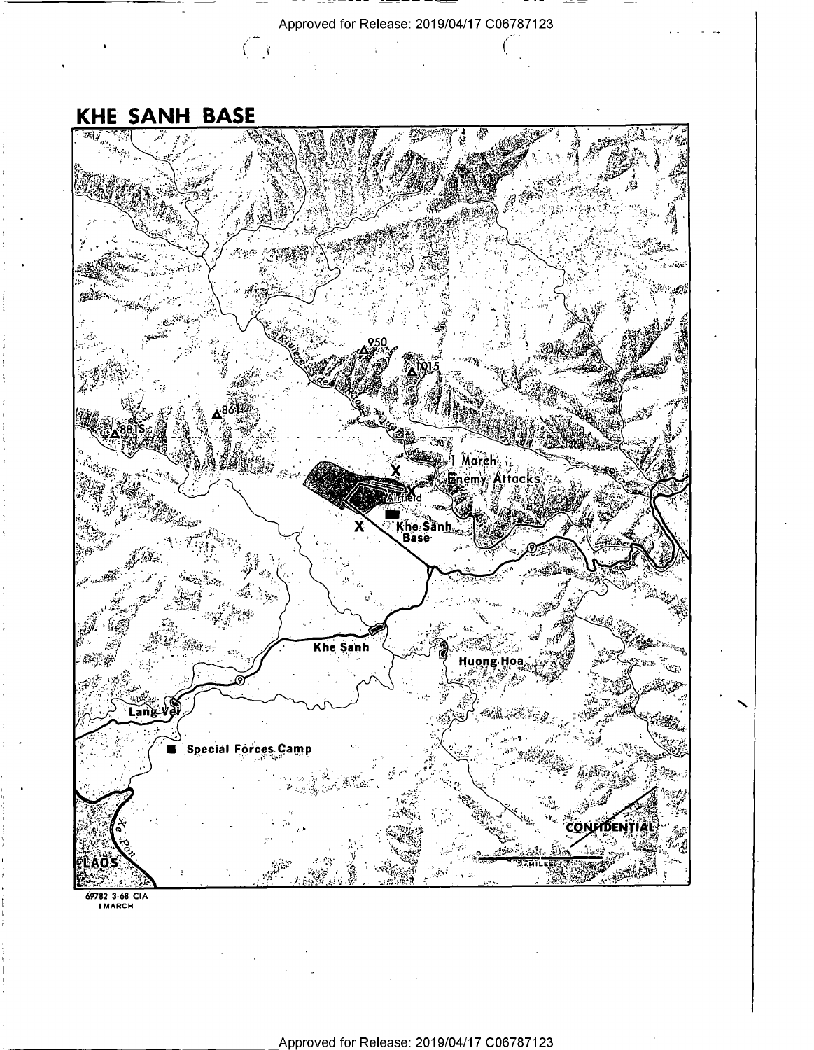# KHE SANH BASE

Rivière de Rao Quan

950

1015

861

881S

1 March Enemy Attacks

X

X

Airfield

Khe Sanh Base

9

Khe Sanh

Huong Hoa

Lang Vei

Special Forces Camp

Xe Pon

LAOS

CONFIDENTIAL

0 — 2 MILES

69782 3-68 CIA
1 MARCH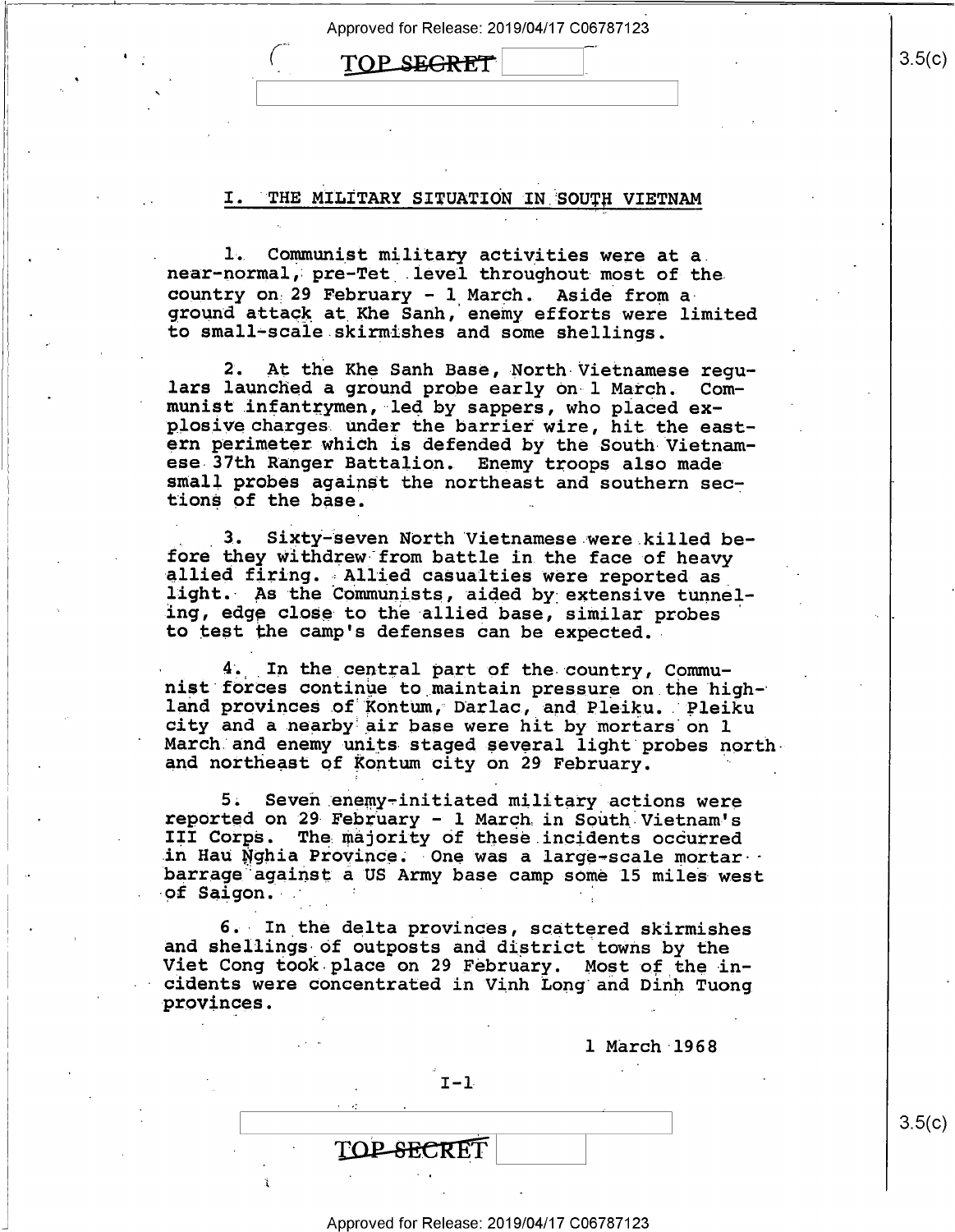## I. THE MILITARY SITUATION IN SOUTH VIETNAM

1. Communist military activities were at a near-normal, pre-Tet level throughout most of the country on 29 February - 1 March. Aside from a ground attack at Khe Sanh, enemy efforts were limited to small-scale skirmishes and some shellings.

2. At the Khe Sanh Base, North Vietnamese regulars launched a ground probe early on 1 March. Communist infantrymen, led by sappers, who placed explosive charges under the barrier wire, hit the eastern perimeter which is defended by the South Vietnamese 37th Ranger Battalion. Enemy troops also made small probes against the northeast and southern sections of the base.

3. Sixty-seven North Vietnamese were killed before they withdrew from battle in the face of heavy allied firing. Allied casualties were reported as light. As the Communists, aided by extensive tunneling, edge close to the allied base, similar probes to test the camp's defenses can be expected.

4. In the central part of the country, Communist forces continue to maintain pressure on the highland provinces of Kontum, Darlac, and Pleiku. Pleiku city and a nearby air base were hit by mortars on 1 March and enemy units staged several light probes north and northeast of Kontum city on 29 February.

5. Seven enemy-initiated military actions were reported on 29 February - 1 March in South Vietnam's III Corps. The majority of these incidents occurred in Hau Nghia Province. One was a large-scale mortar barrage against a US Army base camp some 15 miles west of Saigon.

6. In the delta provinces, scattered skirmishes and shellings of outposts and district towns by the Viet Cong took place on 29 February. Most of the incidents were concentrated in Vinh Long and Dinh Tuong provinces.

1 March 1968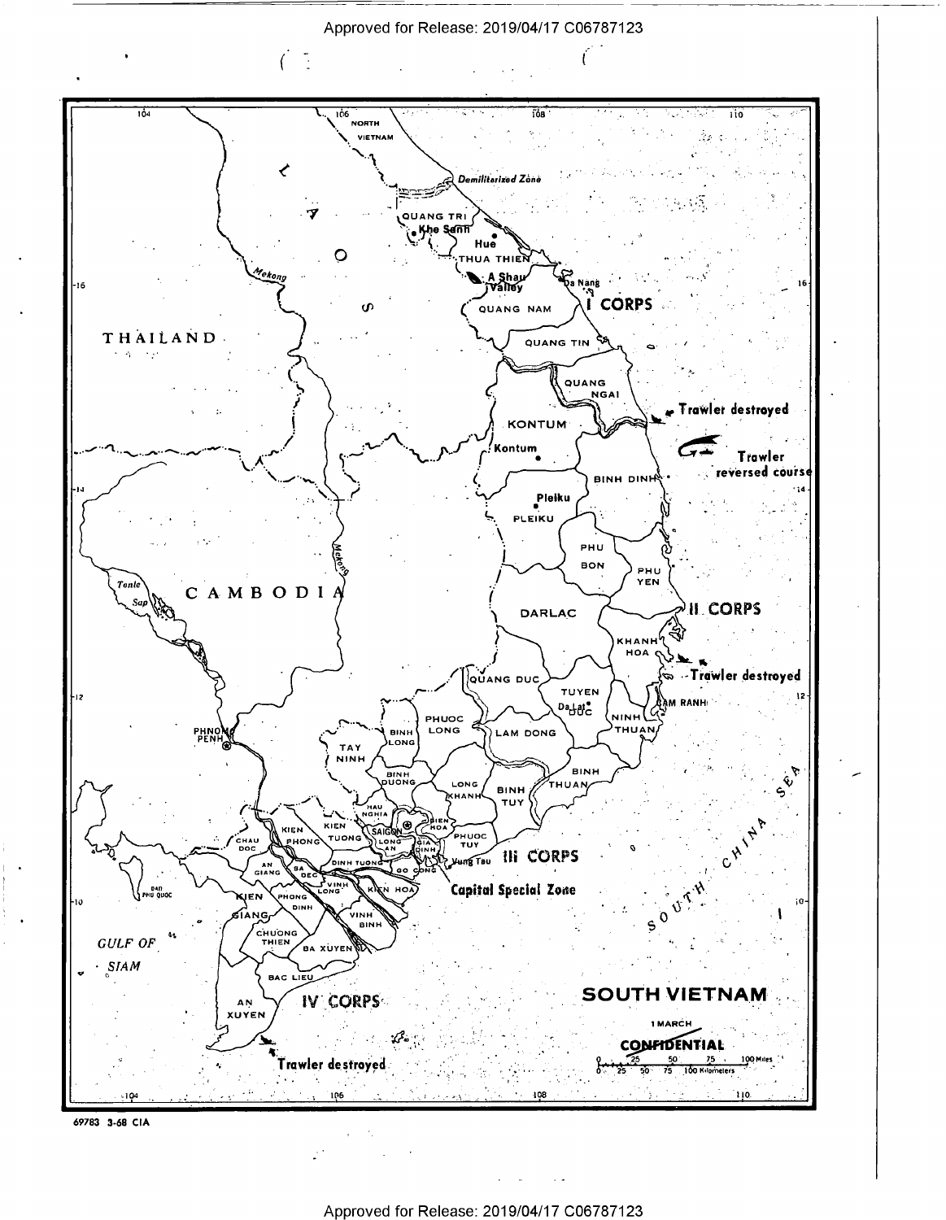**SOUTH VIETNAM**

1 MARCH

CONFIDENTIAL

Trawler destroyed

Trawler reversed course

Trawler destroyed

Trawler destroyed

I CORPS

II CORPS

III CORPS

IV CORPS

Capital Special Zone

69783 3-68 CIA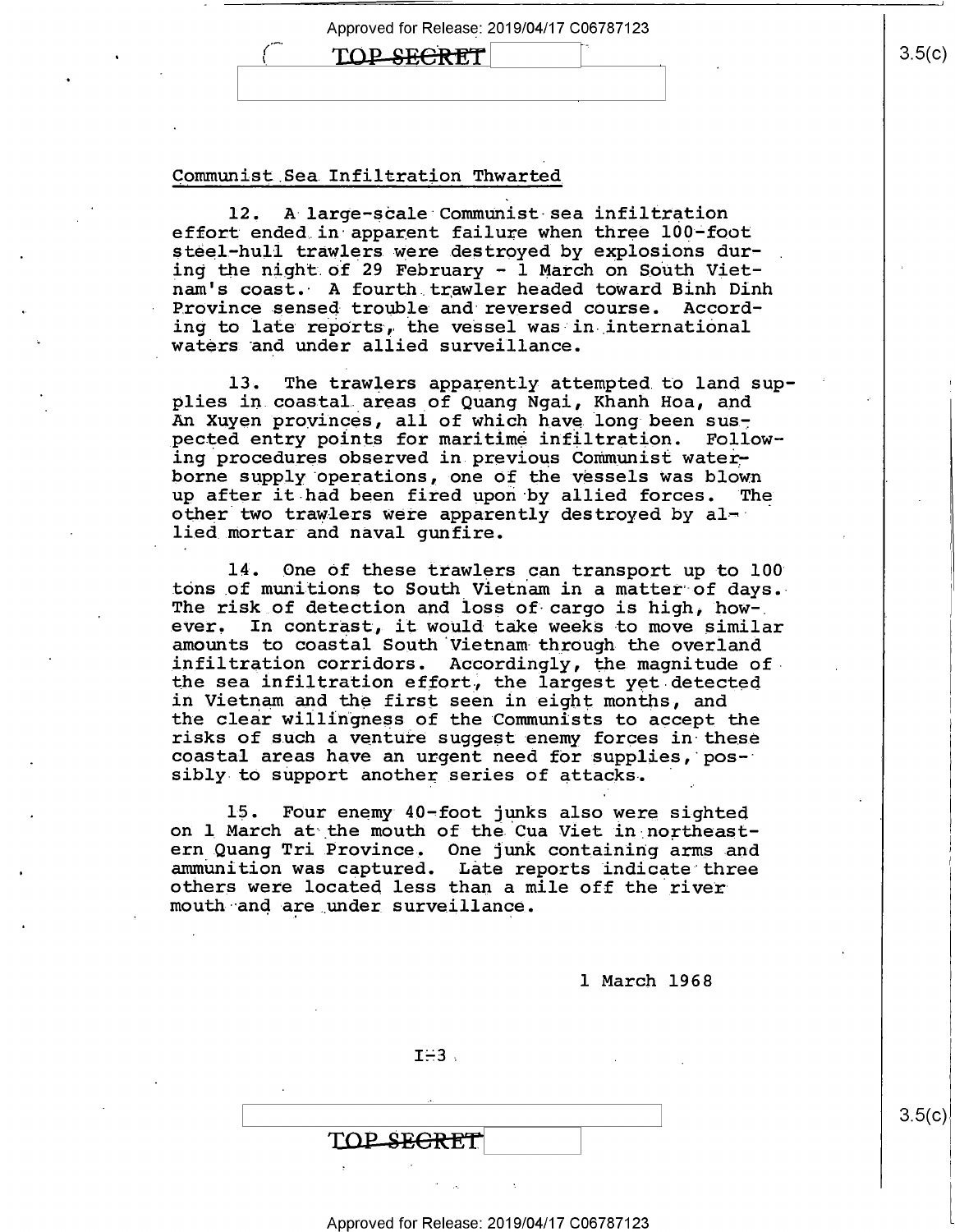## Communist Sea Infiltration Thwarted

12. A large-scale Communist sea infiltration effort ended in apparent failure when three 100-foot steel-hull trawlers were destroyed by explosions during the night of 29 February - 1 March on South Vietnam's coast. A fourth trawler headed toward Binh Dinh Province sensed trouble and reversed course. According to late reports, the vessel was in international waters and under allied surveillance.

13. The trawlers apparently attempted to land supplies in coastal areas of Quang Ngai, Khanh Hoa, and An Xuyen provinces, all of which have long been suspected entry points for maritime infiltration. Following procedures observed in previous Communist waterborne supply operations, one of the vessels was blown up after it had been fired upon by allied forces. The other two trawlers were apparently destroyed by allied mortar and naval gunfire.

14. One of these trawlers can transport up to 100 tons of munitions to South Vietnam in a matter of days. The risk of detection and loss of cargo is high, however. In contrast, it would take weeks to move similar amounts to coastal South Vietnam through the overland infiltration corridors. Accordingly, the magnitude of the sea infiltration effort, the largest yet detected in Vietnam and the first seen in eight months, and the clear willingness of the Communists to accept the risks of such a venture suggest enemy forces in these coastal areas have an urgent need for supplies, possibly to support another series of attacks.

15. Four enemy 40-foot junks also were sighted on 1 March at the mouth of the Cua Viet in northeastern Quang Tri Province. One junk containing arms and ammunition was captured. Late reports indicate three others were located less than a mile off the river mouth and are under surveillance.

1 March 1968

I-3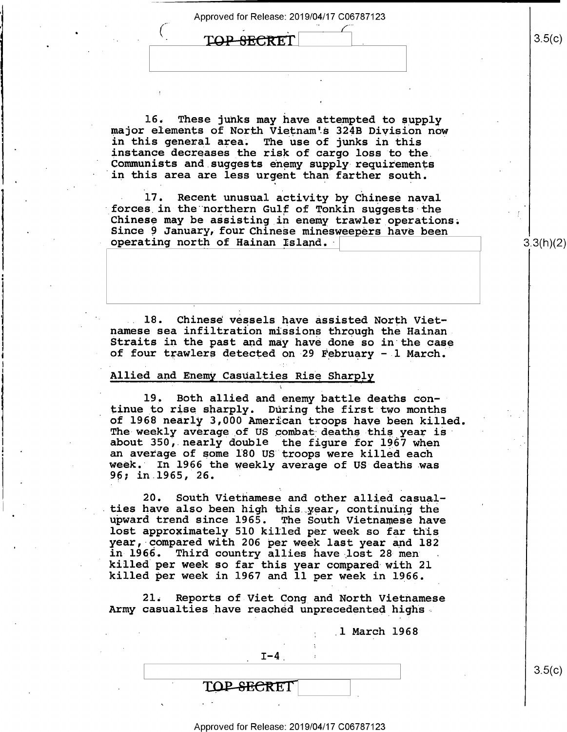16. These junks may have attempted to supply major elements of North Vietnam's 324B Division now in this general area. The use of junks in this instance decreases the risk of cargo loss to the Communists and suggests enemy supply requirements in this area are less urgent than farther south.

17. Recent unusual activity by Chinese naval forces in the northern Gulf of Tonkin suggests the Chinese may be assisting in enemy trawler operations. Since 9 January, four Chinese minesweepers have been operating north of Hainan Island.

18. Chinese vessels have assisted North Vietnamese sea infiltration missions through the Hainan Straits in the past and may have done so in the case of four trawlers detected on 29 February - 1 March.

## Allied and Enemy Casualties Rise Sharply

19. Both allied and enemy battle deaths continue to rise sharply. During the first two months of 1968 nearly 3,000 American troops have been killed. The weekly average of US combat deaths this year is about 350, nearly double the figure for 1967 when an average of some 180 US troops were killed each week. In 1966 the weekly average of US deaths was 96; in 1965, 26.

20. South Vietnamese and other allied casualties have also been high this year, continuing the upward trend since 1965. The South Vietnamese have lost approximately 510 killed per week so far this year, compared with 206 per week last year and 182 in 1966. Third country allies have lost 28 men killed per week so far this year compared with 21 killed per week in 1967 and 11 per week in 1966.

21. Reports of Viet Cong and North Vietnamese Army casualties have reached unprecedented highs

1 March 1968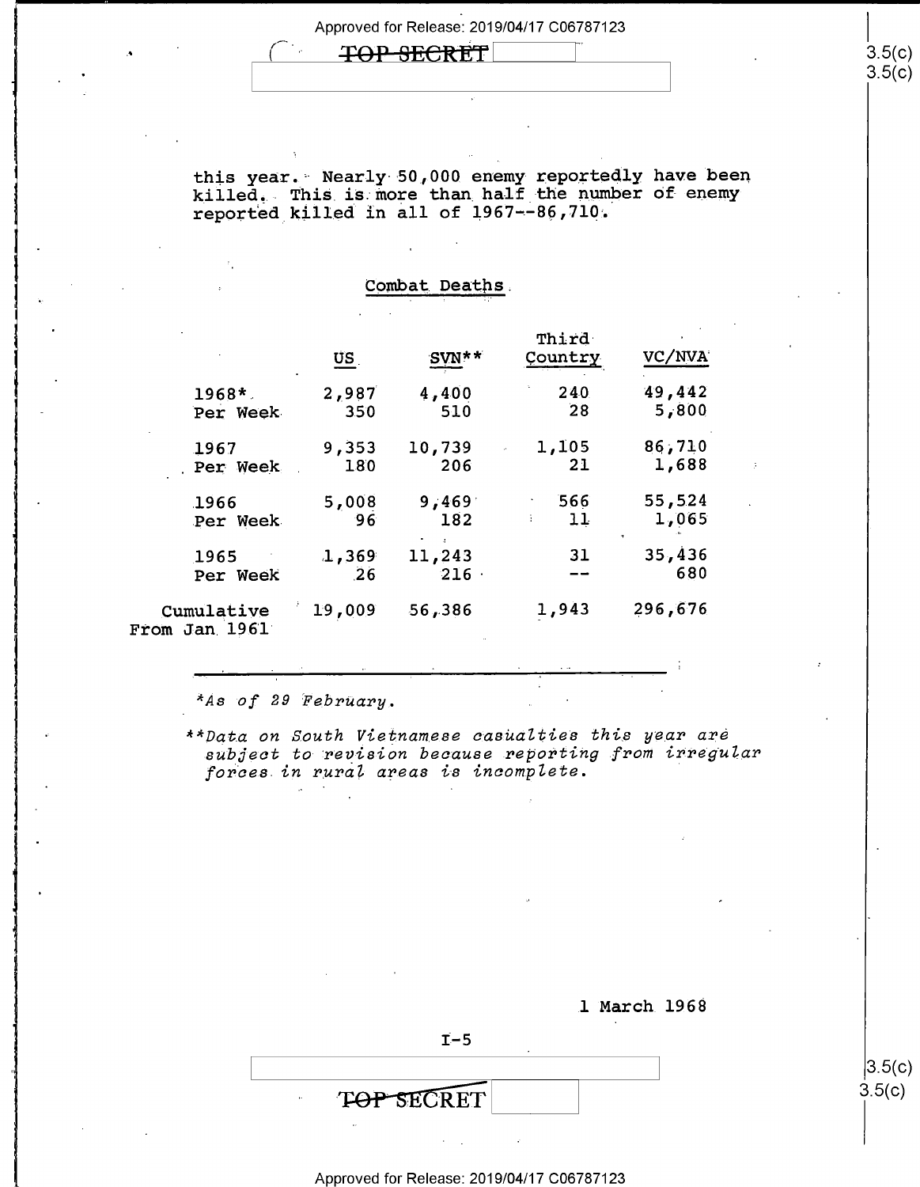this year. Nearly 50,000 enemy reportedly have been killed. This is more than half the number of enemy reported killed in all of 1967--86,710.

Combat Deaths

| | US | SVN** | Third Country | VC/NVA |
|---|---|---|---|---|
| 1968* | 2,987 | 4,400 | 240 | 49,442 |
| Per Week | 350 | 510 | 28 | 5,800 |
| 1967 | 9,353 | 10,739 | 1,105 | 86,710 |
| Per Week | 180 | 206 | 21 | 1,688 |
| 1966 | 5,008 | 9,469 | 566 | 55,524 |
| Per Week | 96 | 182 | 11 | 1,065 |
| 1965 | 1,369 | 11,243 | 31 | 35,436 |
| Per Week | 26 | 216 | -- | 680 |
| Cumulative From Jan 1961 | 19,009 | 56,386 | 1,943 | 296,676 |

*As of 29 February.*

***Data on South Vietnamese casualties this year are subject to revision because reporting from irregular forces in rural areas is incomplete.*

1 March 1968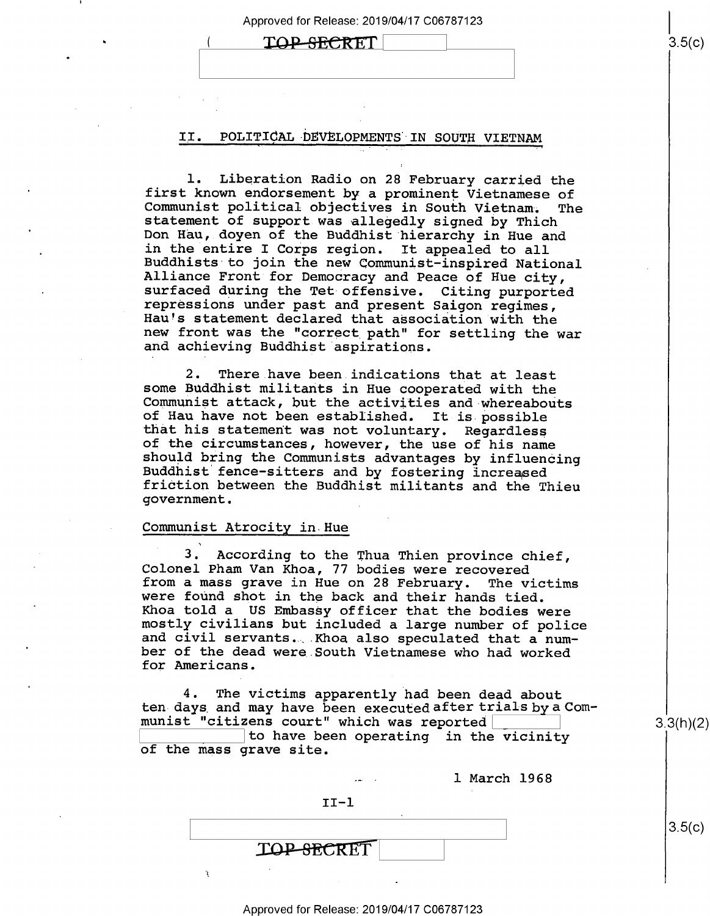## II. POLITICAL DEVELOPMENTS IN SOUTH VIETNAM

1. Liberation Radio on 28 February carried the first known endorsement by a prominent Vietnamese of Communist political objectives in South Vietnam. The statement of support was allegedly signed by Thich Don Hau, doyen of the Buddhist hierarchy in Hue and in the entire I Corps region. It appealed to all Buddhists to join the new Communist-inspired National Alliance Front for Democracy and Peace of Hue city, surfaced during the Tet offensive. Citing purported repressions under past and present Saigon regimes, Hau's statement declared that association with the new front was the "correct path" for settling the war and achieving Buddhist aspirations.

2. There have been indications that at least some Buddhist militants in Hue cooperated with the Communist attack, but the activities and whereabouts of Hau have not been established. It is possible that his statement was not voluntary. Regardless of the circumstances, however, the use of his name should bring the Communists advantages by influencing Buddhist fence-sitters and by fostering increased friction between the Buddhist militants and the Thieu government.

### Communist Atrocity in Hue

3. According to the Thua Thien province chief, Colonel Pham Van Khoa, 77 bodies were recovered from a mass grave in Hue on 28 February. The victims were found shot in the back and their hands tied. Khoa told a US Embassy officer that the bodies were mostly civilians but included a large number of police and civil servants. Khoa also speculated that a number of the dead were South Vietnamese who had worked for Americans.

4. The victims apparently had been dead about ten days and may have been executed after trials by a Communist "citizens court" which was reported [redacted] to have been operating in the vicinity of the mass grave site.

1 March 1968

II-1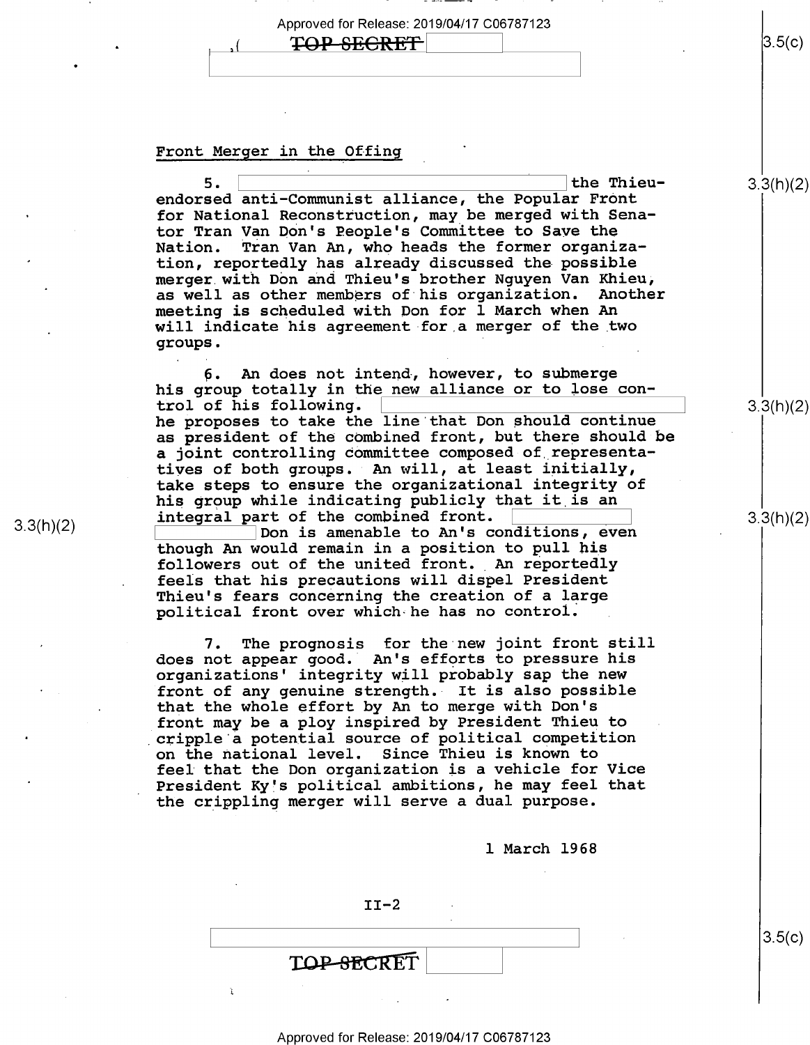## Front Merger in the Offing

5. [redacted] the Thieu-endorsed anti-Communist alliance, the Popular Front for National Reconstruction, may be merged with Senator Tran Van Don's People's Committee to Save the Nation. Tran Van An, who heads the former organization, reportedly has already discussed the possible merger with Don and Thieu's brother Nguyen Van Khieu, as well as other members of his organization. Another meeting is scheduled with Don for 1 March when An will indicate his agreement for a merger of the two groups.

6. An does not intend, however, to submerge his group totally in the new alliance or to lose control of his following. [redacted] he proposes to take the line that Don should continue as president of the combined front, but there should be a joint controlling committee composed of representatives of both groups. An will, at least initially, take steps to ensure the organizational integrity of his group while indicating publicly that it is an integral part of the combined front. [redacted] Don is amenable to An's conditions, even though An would remain in a position to pull his followers out of the united front. An reportedly feels that his precautions will dispel President Thieu's fears concerning the creation of a large political front over which he has no control.

7. The prognosis for the new joint front still does not appear good. An's efforts to pressure his organizations' integrity will probably sap the new front of any genuine strength. It is also possible that the whole effort by An to merge with Don's front may be a ploy inspired by President Thieu to cripple a potential source of political competition on the national level. Since Thieu is known to feel that the Don organization is a vehicle for Vice President Ky's political ambitions, he may feel that the crippling merger will serve a dual purpose.

1 March 1968

II-2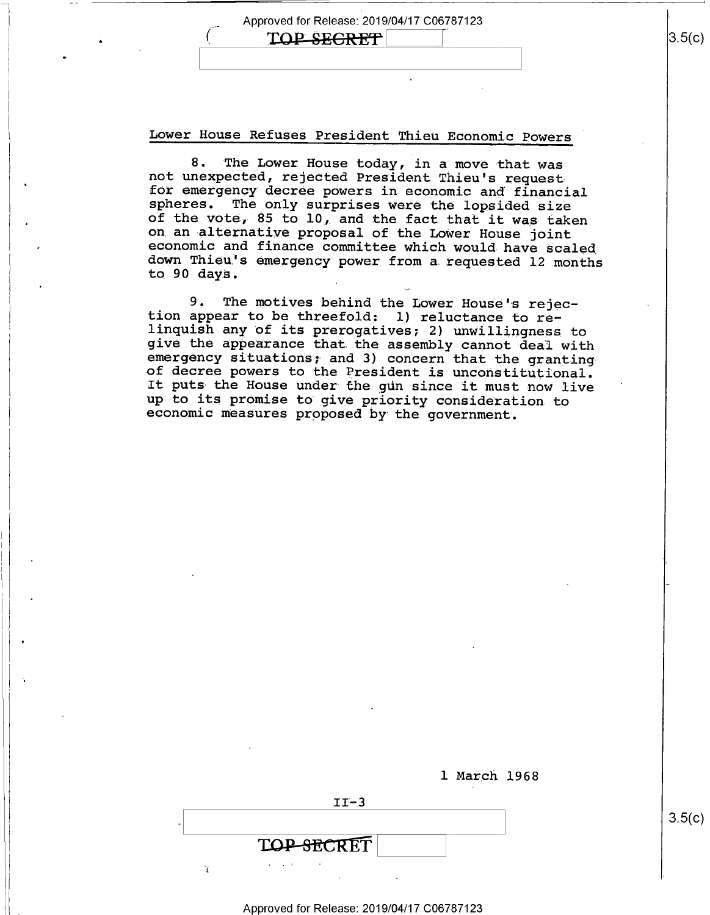## Lower House Refuses President Thieu Economic Powers

8. The Lower House today, in a move that was not unexpected, rejected President Thieu's request for emergency decree powers in economic and financial spheres. The only surprises were the lopsided size of the vote, 85 to 10, and the fact that it was taken on an alternative proposal of the Lower House joint economic and finance committee which would have scaled down Thieu's emergency power from a requested 12 months to 90 days.

9. The motives behind the Lower House's rejection appear to be threefold: 1) reluctance to relinquish any of its prerogatives; 2) unwillingness to give the appearance that the assembly cannot deal with emergency situations; and 3) concern that the granting of decree powers to the President is unconstitutional. It puts the House under the gun since it must now live up to its promise to give priority consideration to economic measures proposed by the government.

1 March 1968

II-3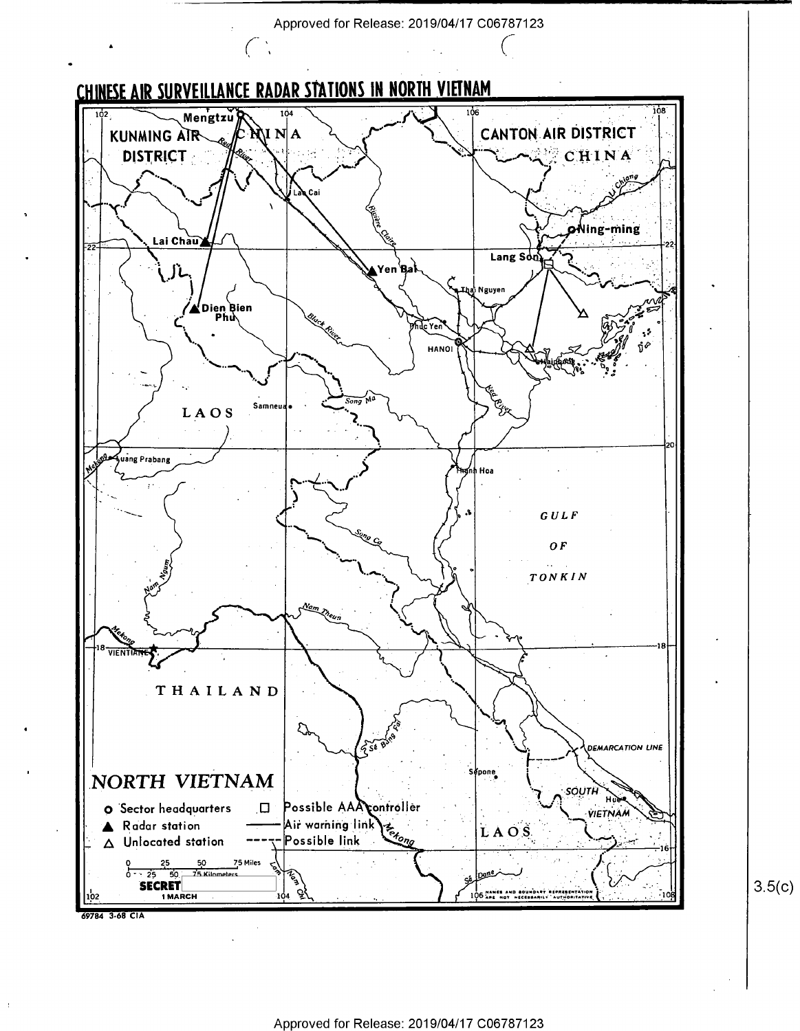# CHINESE AIR SURVEILLANCE RADAR STATIONS IN NORTH VIETNAM

KUNMING AIR DISTRICT

CANTON AIR DISTRICT

CHINA

Mengtzu

Lao Cai

Lai Chau

Yen Bai

Dien Bien Phu

Ning-ming

Lang Son

Thai Nguyen

Phuc Yen

HANOI

Haiphong

Samneua

LAOS

Luang Prabang

Thanh Hoa

GULF OF TONKIN

VIENTIANE

THAILAND

DEMARCATION LINE

Sepone

SOUTH VIETNAM

Hue

LAOS

Red River, Riviere Claire, Black River, Song Ma, Song Ca, Nam Ngum, Nam Theun, Mekong, Se Bang Fai, Se Done, Nam Chi, Li Chiang

# NORTH VIETNAM

- o Sector headquarters
- ▲ Radar station
- △ Unlocated station
- □ Possible AAA controller
- —— Air warning link
- ----- Possible link

0 25 50 75 Miles
0 25 50 75 Kilometers

SECRET

1 MARCH

NAMES AND BOUNDARY REPRESENTATION ARE NOT NECESSARILY AUTHORITATIVE

69784 3-68 CIA

3.5(c)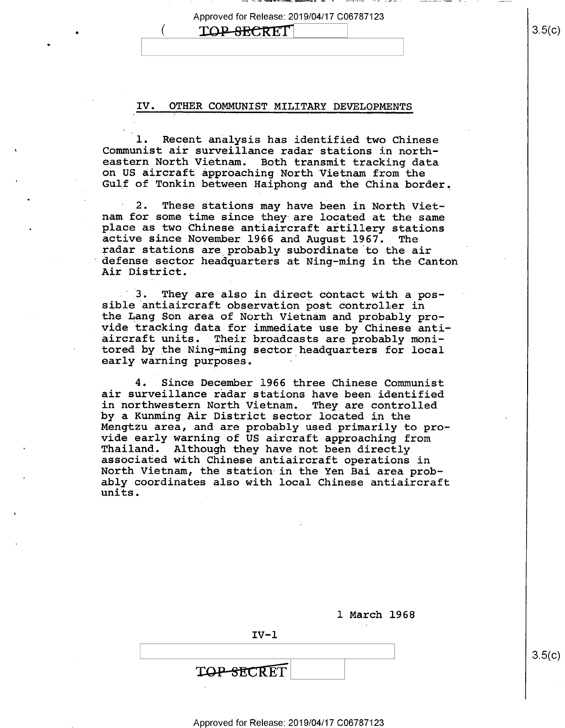## IV. OTHER COMMUNIST MILITARY DEVELOPMENTS

1. Recent analysis has identified two Chinese Communist air surveillance radar stations in northeastern North Vietnam. Both transmit tracking data on US aircraft approaching North Vietnam from the Gulf of Tonkin between Haiphong and the China border.

2. These stations may have been in North Vietnam for some time since they are located at the same place as two Chinese antiaircraft artillery stations active since November 1966 and August 1967. The radar stations are probably subordinate to the air defense sector headquarters at Ning-ming in the Canton Air District.

3. They are also in direct contact with a possible antiaircraft observation post controller in the Lang Son area of North Vietnam and probably provide tracking data for immediate use by Chinese antiaircraft units. Their broadcasts are probably monitored by the Ning-ming sector headquarters for local early warning purposes.

4. Since December 1966 three Chinese Communist air surveillance radar stations have been identified in northwestern North Vietnam. They are controlled by a Kunming Air District sector located in the Mengtzu area, and are probably used primarily to provide early warning of US aircraft approaching from Thailand. Although they have not been directly associated with Chinese antiaircraft operations in North Vietnam, the station in the Yen Bai area probably coordinates also with local Chinese antiaircraft units.

1 March 1968